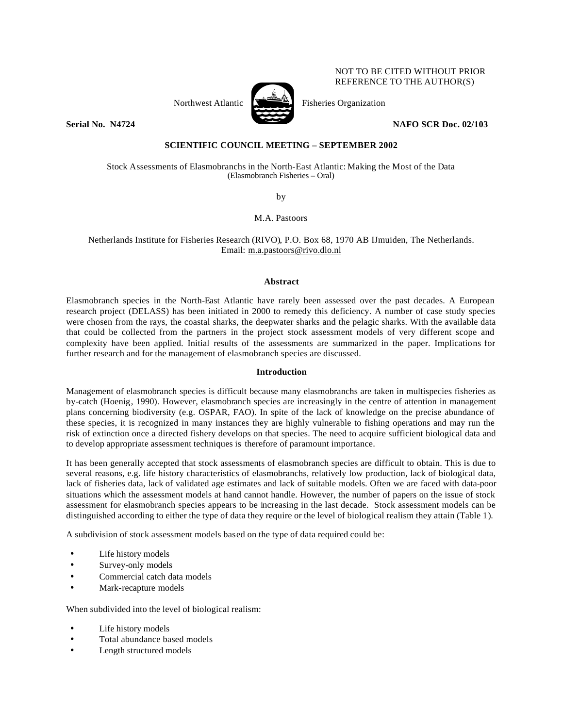NOT TO BE CITED WITHOUT PRIOR REFERENCE TO THE AUTHOR(S)

Northwest Atlantic Fisheries Organization

**Serial No. N4724** **NAFO SCR Doc. 02/103**

**SCIENTIFIC COUNCIL MEETING – SEPTEMBER 2002**

# Stock Assessments of Elasmobranchs in the North-East Atlantic: Making the Most of the Data

(Elasmobranch Fisheries – Oral)

by

M.A. Pastoors

Netherlands Institute for Fisheries Research (RIVO), P.O. Box 68, 1970 AB IJmuiden, The Netherlands.
Email: m.a.pastoors@rivo.dlo.nl

## Abstract

Elasmobranch species in the North-East Atlantic have rarely been assessed over the past decades. A European research project (DELASS) has been initiated in 2000 to remedy this deficiency. A number of case study species were chosen from the rays, the coastal sharks, the deepwater sharks and the pelagic sharks. With the available data that could be collected from the partners in the project stock assessment models of very different scope and complexity have been applied. Initial results of the assessments are summarized in the paper. Implications for further research and for the management of elasmobranch species are discussed.

## Introduction

Management of elasmobranch species is difficult because many elasmobranchs are taken in multispecies fisheries as by-catch (Hoenig, 1990). However, elasmobranch species are increasingly in the centre of attention in management plans concerning biodiversity (e.g. OSPAR, FAO). In spite of the lack of knowledge on the precise abundance of these species, it is recognized in many instances they are highly vulnerable to fishing operations and may run the risk of extinction once a directed fishery develops on that species. The need to acquire sufficient biological data and to develop appropriate assessment techniques is therefore of paramount importance.

It has been generally accepted that stock assessments of elasmobranch species are difficult to obtain. This is due to several reasons, e.g. life history characteristics of elasmobranchs, relatively low production, lack of biological data, lack of fisheries data, lack of validated age estimates and lack of suitable models. Often we are faced with data-poor situations which the assessment models at hand cannot handle. However, the number of papers on the issue of stock assessment for elasmobranch species appears to be increasing in the last decade. Stock assessment models can be distinguished according to either the type of data they require or the level of biological realism they attain (Table 1).

A subdivision of stock assessment models based on the type of data required could be:

- Life history models
- Survey-only models
- Commercial catch data models
- Mark-recapture models

When subdivided into the level of biological realism:

- Life history models
- Total abundance based models
- Length structured models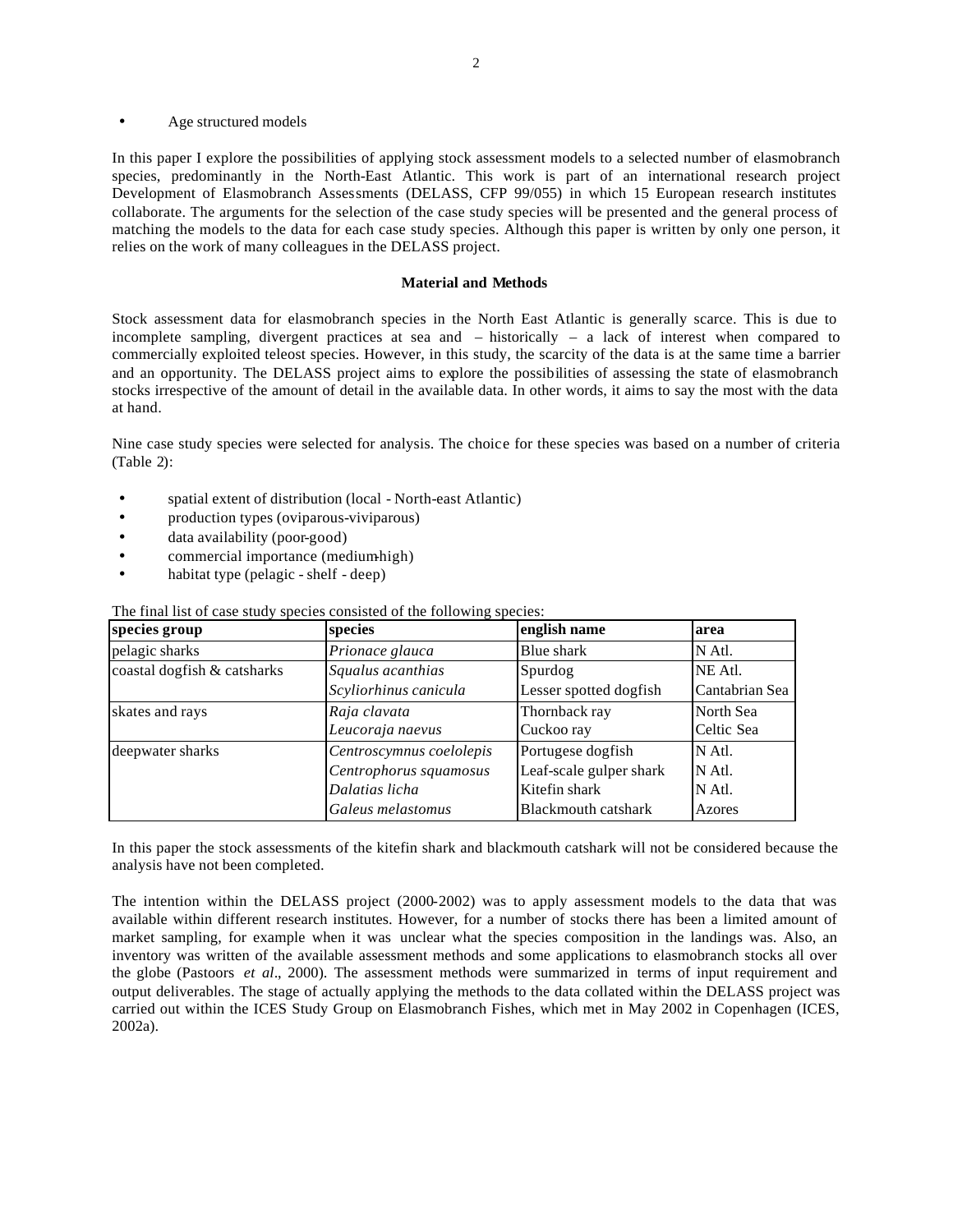- Age structured models

In this paper I explore the possibilities of applying stock assessment models to a selected number of elasmobranch species, predominantly in the North-East Atlantic. This work is part of an international research project Development of Elasmobranch Assessments (DELASS, CFP 99/055) in which 15 European research institutes collaborate. The arguments for the selection of the case study species will be presented and the general process of matching the models to the data for each case study species. Although this paper is written by only one person, it relies on the work of many colleagues in the DELASS project.

## Material and Methods

Stock assessment data for elasmobranch species in the North East Atlantic is generally scarce. This is due to incomplete sampling, divergent practices at sea and – historically – a lack of interest when compared to commercially exploited teleost species. However, in this study, the scarcity of the data is at the same time a barrier and an opportunity. The DELASS project aims to explore the possibilities of assessing the state of elasmobranch stocks irrespective of the amount of detail in the available data. In other words, it aims to say the most with the data at hand.

Nine case study species were selected for analysis. The choice for these species was based on a number of criteria (Table 2):

- spatial extent of distribution (local - North-east Atlantic)
- production types (oviparous-viviparous)
- data availability (poor-good)
- commercial importance (medium-high)
- habitat type (pelagic - shelf - deep)

The final list of case study species consisted of the following species:

| species group | species | english name | area |
|---|---|---|---|
| pelagic sharks | *Prionace glauca* | Blue shark | N Atl. |
| coastal dogfish & catsharks | *Squalus acanthias* | Spurdog | NE Atl. |
| | *Scyliorhinus canicula* | Lesser spotted dogfish | Cantabrian Sea |
| skates and rays | *Raja clavata* | Thornback ray | North Sea |
| | *Leucoraja naevus* | Cuckoo ray | Celtic Sea |
| deepwater sharks | *Centroscymnus coelolepis* | Portugese dogfish | N Atl. |
| | *Centrophorus squamosus* | Leaf-scale gulper shark | N Atl. |
| | *Dalatias licha* | Kitefin shark | N Atl. |
| | *Galeus melastomus* | Blackmouth catshark | Azores |

In this paper the stock assessments of the kitefin shark and blackmouth catshark will not be considered because the analysis have not been completed.

The intention within the DELASS project (2000-2002) was to apply assessment models to the data that was available within different research institutes. However, for a number of stocks there has been a limited amount of market sampling, for example when it was unclear what the species composition in the landings was. Also, an inventory was written of the available assessment methods and some applications to elasmobranch stocks all over the globe (Pastoors *et al*., 2000). The assessment methods were summarized in terms of input requirement and output deliverables. The stage of actually applying the methods to the data collated within the DELASS project was carried out within the ICES Study Group on Elasmobranch Fishes, which met in May 2002 in Copenhagen (ICES, 2002a).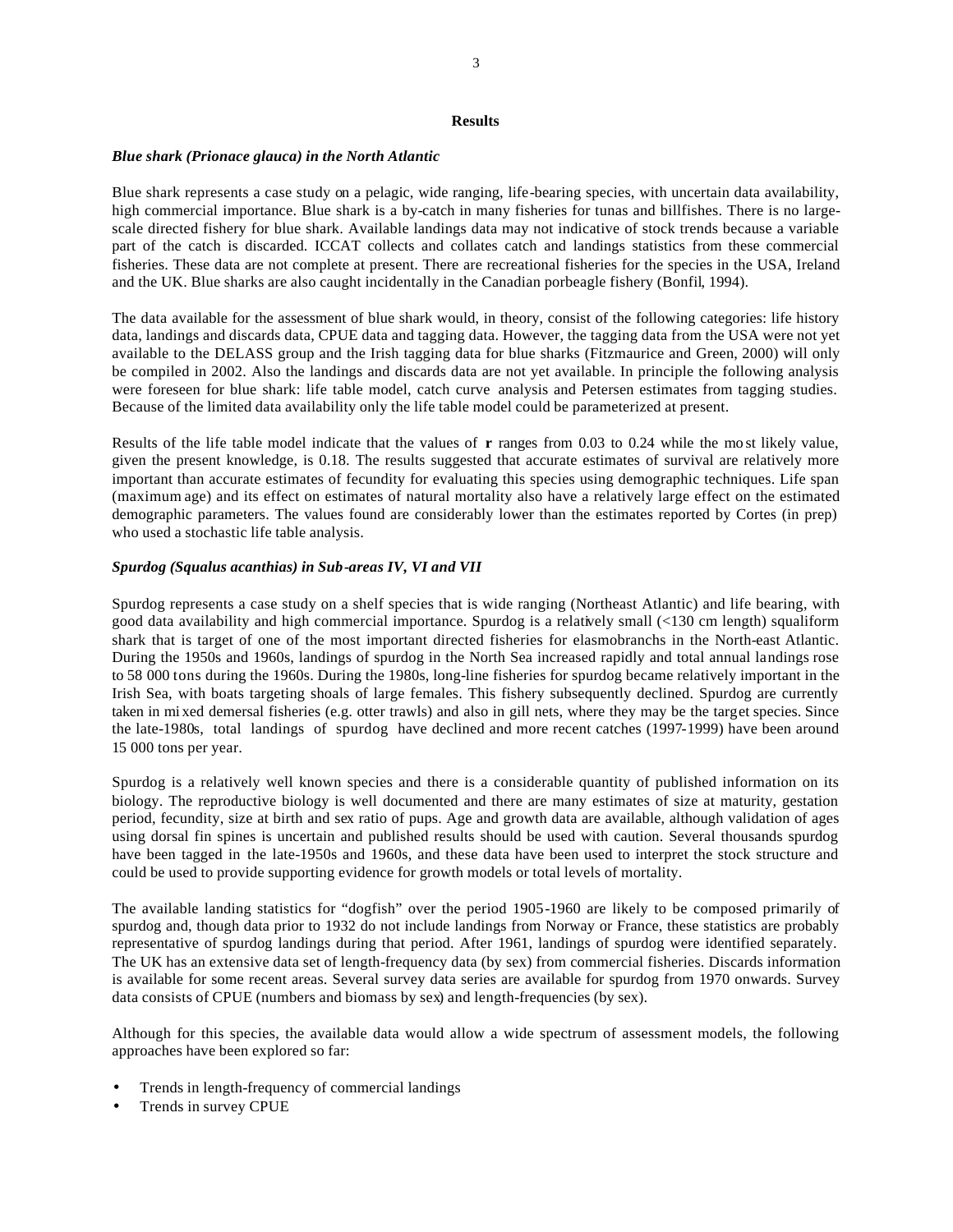## Results

### *Blue shark (Prionace glauca) in the North Atlantic*

Blue shark represents a case study on a pelagic, wide ranging, life-bearing species, with uncertain data availability, high commercial importance. Blue shark is a by-catch in many fisheries for tunas and billfishes. There is no large-scale directed fishery for blue shark. Available landings data may not indicative of stock trends because a variable part of the catch is discarded. ICCAT collects and collates catch and landings statistics from these commercial fisheries. These data are not complete at present. There are recreational fisheries for the species in the USA, Ireland and the UK. Blue sharks are also caught incidentally in the Canadian porbeagle fishery (Bonfil, 1994).

The data available for the assessment of blue shark would, in theory, consist of the following categories: life history data, landings and discards data, CPUE data and tagging data. However, the tagging data from the USA were not yet available to the DELASS group and the Irish tagging data for blue sharks (Fitzmaurice and Green, 2000) will only be compiled in 2002. Also the landings and discards data are not yet available. In principle the following analysis were foreseen for blue shark: life table model, catch curve analysis and Petersen estimates from tagging studies. Because of the limited data availability only the life table model could be parameterized at present.

Results of the life table model indicate that the values of **r** ranges from 0.03 to 0.24 while the most likely value, given the present knowledge, is 0.18. The results suggested that accurate estimates of survival are relatively more important than accurate estimates of fecundity for evaluating this species using demographic techniques. Life span (maximum age) and its effect on estimates of natural mortality also have a relatively large effect on the estimated demographic parameters. The values found are considerably lower than the estimates reported by Cortes (in prep) who used a stochastic life table analysis.

### *Spurdog (Squalus acanthias) in Sub-areas IV, VI and VII*

Spurdog represents a case study on a shelf species that is wide ranging (Northeast Atlantic) and life bearing, with good data availability and high commercial importance. Spurdog is a relatively small (<130 cm length) squaliform shark that is target of one of the most important directed fisheries for elasmobranchs in the North-east Atlantic. During the 1950s and 1960s, landings of spurdog in the North Sea increased rapidly and total annual landings rose to 58 000 tons during the 1960s. During the 1980s, long-line fisheries for spurdog became relatively important in the Irish Sea, with boats targeting shoals of large females. This fishery subsequently declined. Spurdog are currently taken in mixed demersal fisheries (e.g. otter trawls) and also in gill nets, where they may be the target species. Since the late-1980s, total landings of spurdog have declined and more recent catches (1997-1999) have been around 15 000 tons per year.

Spurdog is a relatively well known species and there is a considerable quantity of published information on its biology. The reproductive biology is well documented and there are many estimates of size at maturity, gestation period, fecundity, size at birth and sex ratio of pups. Age and growth data are available, although validation of ages using dorsal fin spines is uncertain and published results should be used with caution. Several thousands spurdog have been tagged in the late-1950s and 1960s, and these data have been used to interpret the stock structure and could be used to provide supporting evidence for growth models or total levels of mortality.

The available landing statistics for "dogfish" over the period 1905-1960 are likely to be composed primarily of spurdog and, though data prior to 1932 do not include landings from Norway or France, these statistics are probably representative of spurdog landings during that period. After 1961, landings of spurdog were identified separately. The UK has an extensive data set of length-frequency data (by sex) from commercial fisheries. Discards information is available for some recent areas. Several survey data series are available for spurdog from 1970 onwards. Survey data consists of CPUE (numbers and biomass by sex) and length-frequencies (by sex).

Although for this species, the available data would allow a wide spectrum of assessment models, the following approaches have been explored so far:

- Trends in length-frequency of commercial landings
- Trends in survey CPUE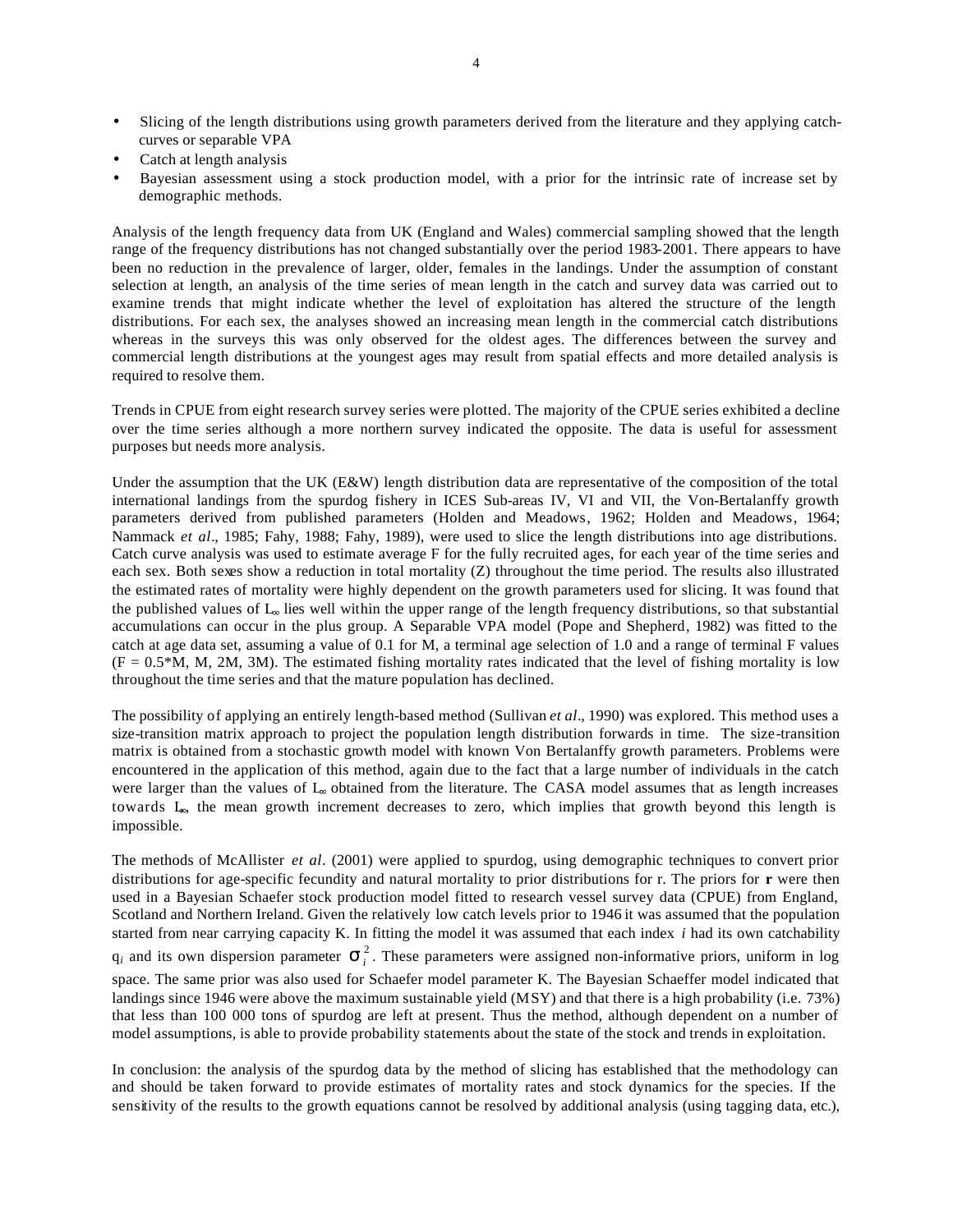- Slicing of the length distributions using growth parameters derived from the literature and they applying catch-curves or separable VPA
- Catch at length analysis
- Bayesian assessment using a stock production model, with a prior for the intrinsic rate of increase set by demographic methods.

Analysis of the length frequency data from UK (England and Wales) commercial sampling showed that the length range of the frequency distributions has not changed substantially over the period 1983-2001. There appears to have been no reduction in the prevalence of larger, older, females in the landings. Under the assumption of constant selection at length, an analysis of the time series of mean length in the catch and survey data was carried out to examine trends that might indicate whether the level of exploitation has altered the structure of the length distributions. For each sex, the analyses showed an increasing mean length in the commercial catch distributions whereas in the surveys this was only observed for the oldest ages. The differences between the survey and commercial length distributions at the youngest ages may result from spatial effects and more detailed analysis is required to resolve them.

Trends in CPUE from eight research survey series were plotted. The majority of the CPUE series exhibited a decline over the time series although a more northern survey indicated the opposite. The data is useful for assessment purposes but needs more analysis.

Under the assumption that the UK (E&W) length distribution data are representative of the composition of the total international landings from the spurdog fishery in ICES Sub-areas IV, VI and VII, the Von-Bertalanffy growth parameters derived from published parameters (Holden and Meadows, 1962; Holden and Meadows, 1964; Nammack *et al*., 1985; Fahy, 1988; Fahy, 1989), were used to slice the length distributions into age distributions. Catch curve analysis was used to estimate average F for the fully recruited ages, for each year of the time series and each sex. Both sexes show a reduction in total mortality (Z) throughout the time period. The results also illustrated the estimated rates of mortality were highly dependent on the growth parameters used for slicing. It was found that the published values of $L_\infty$ lies well within the upper range of the length frequency distributions, so that substantial accumulations can occur in the plus group. A Separable VPA model (Pope and Shepherd, 1982) was fitted to the catch at age data set, assuming a value of 0.1 for M, a terminal age selection of 1.0 and a range of terminal F values (F = 0.5*M, M, 2M, 3M). The estimated fishing mortality rates indicated that the level of fishing mortality is low throughout the time series and that the mature population has declined.

The possibility of applying an entirely length-based method (Sullivan *et al*., 1990) was explored. This method uses a size-transition matrix approach to project the population length distribution forwards in time. The size-transition matrix is obtained from a stochastic growth model with known Von Bertalanffy growth parameters. Problems were encountered in the application of this method, again due to the fact that a large number of individuals in the catch were larger than the values of $L_\infty$ obtained from the literature. The CASA model assumes that as length increases towards $L_\infty$, the mean growth increment decreases to zero, which implies that growth beyond this length is impossible.

The methods of McAllister *et al*. (2001) were applied to spurdog, using demographic techniques to convert prior distributions for age-specific fecundity and natural mortality to prior distributions for r. The priors for **r** were then used in a Bayesian Schaefer stock production model fitted to research vessel survey data (CPUE) from England, Scotland and Northern Ireland. Given the relatively low catch levels prior to 1946 it was assumed that the population started from near carrying capacity K. In fitting the model it was assumed that each index $i$ had its own catchability $q_i$ and its own dispersion parameter $\sigma_i^2$. These parameters were assigned non-informative priors, uniform in log space. The same prior was also used for Schaefer model parameter K. The Bayesian Schaeffer model indicated that landings since 1946 were above the maximum sustainable yield (MSY) and that there is a high probability (i.e. 73%) that less than 100 000 tons of spurdog are left at present. Thus the method, although dependent on a number of model assumptions, is able to provide probability statements about the state of the stock and trends in exploitation.

In conclusion: the analysis of the spurdog data by the method of slicing has established that the methodology can and should be taken forward to provide estimates of mortality rates and stock dynamics for the species. If the sensitivity of the results to the growth equations cannot be resolved by additional analysis (using tagging data, etc.),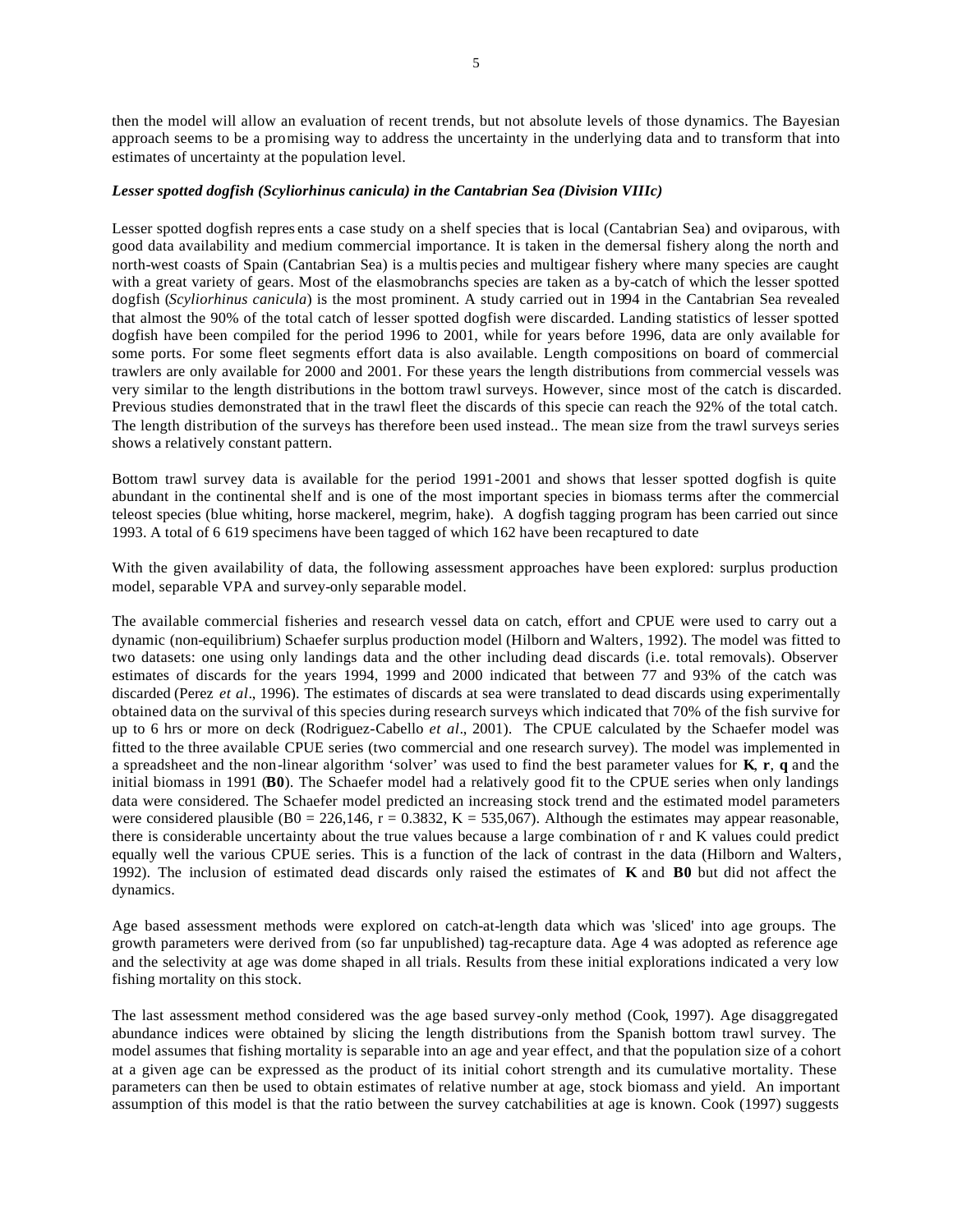then the model will allow an evaluation of recent trends, but not absolute levels of those dynamics. The Bayesian approach seems to be a promising way to address the uncertainty in the underlying data and to transform that into estimates of uncertainty at the population level.

***Lesser spotted dogfish (Scyliorhinus canicula) in the Cantabrian Sea (Division VIIIc)***

Lesser spotted dogfish represents a case study on a shelf species that is local (Cantabrian Sea) and oviparous, with good data availability and medium commercial importance. It is taken in the demersal fishery along the north and north-west coasts of Spain (Cantabrian Sea) is a multispecies and multigear fishery where many species are caught with a great variety of gears. Most of the elasmobranchs species are taken as a by-catch of which the lesser spotted dogfish (*Scyliorhinus canicula*) is the most prominent. A study carried out in 1994 in the Cantabrian Sea revealed that almost the 90% of the total catch of lesser spotted dogfish were discarded. Landing statistics of lesser spotted dogfish have been compiled for the period 1996 to 2001, while for years before 1996, data are only available for some ports. For some fleet segments effort data is also available. Length compositions on board of commercial trawlers are only available for 2000 and 2001. For these years the length distributions from commercial vessels was very similar to the length distributions in the bottom trawl surveys. However, since most of the catch is discarded. Previous studies demonstrated that in the trawl fleet the discards of this specie can reach the 92% of the total catch. The length distribution of the surveys has therefore been used instead.. The mean size from the trawl surveys series shows a relatively constant pattern.

Bottom trawl survey data is available for the period 1991-2001 and shows that lesser spotted dogfish is quite abundant in the continental shelf and is one of the most important species in biomass terms after the commercial teleost species (blue whiting, horse mackerel, megrim, hake). A dogfish tagging program has been carried out since 1993. A total of 6 619 specimens have been tagged of which 162 have been recaptured to date

With the given availability of data, the following assessment approaches have been explored: surplus production model, separable VPA and survey-only separable model.

The available commercial fisheries and research vessel data on catch, effort and CPUE were used to carry out a dynamic (non-equilibrium) Schaefer surplus production model (Hilborn and Walters, 1992). The model was fitted to two datasets: one using only landings data and the other including dead discards (i.e. total removals). Observer estimates of discards for the years 1994, 1999 and 2000 indicated that between 77 and 93% of the catch was discarded (Perez *et al*., 1996). The estimates of discards at sea were translated to dead discards using experimentally obtained data on the survival of this species during research surveys which indicated that 70% of the fish survive for up to 6 hrs or more on deck (Rodriguez-Cabello *et al*., 2001). The CPUE calculated by the Schaefer model was fitted to the three available CPUE series (two commercial and one research survey). The model was implemented in a spreadsheet and the non-linear algorithm 'solver' was used to find the best parameter values for **K**, **r**, **q** and the initial biomass in 1991 (**B0**). The Schaefer model had a relatively good fit to the CPUE series when only landings data were considered. The Schaefer model predicted an increasing stock trend and the estimated model parameters were considered plausible (B0 = 226,146, r = 0.3832, K = 535,067). Although the estimates may appear reasonable, there is considerable uncertainty about the true values because a large combination of r and K values could predict equally well the various CPUE series. This is a function of the lack of contrast in the data (Hilborn and Walters, 1992). The inclusion of estimated dead discards only raised the estimates of **K** and **B0** but did not affect the dynamics.

Age based assessment methods were explored on catch-at-length data which was 'sliced' into age groups. The growth parameters were derived from (so far unpublished) tag-recapture data. Age 4 was adopted as reference age and the selectivity at age was dome shaped in all trials. Results from these initial explorations indicated a very low fishing mortality on this stock.

The last assessment method considered was the age based survey-only method (Cook, 1997). Age disaggregated abundance indices were obtained by slicing the length distributions from the Spanish bottom trawl survey. The model assumes that fishing mortality is separable into an age and year effect, and that the population size of a cohort at a given age can be expressed as the product of its initial cohort strength and its cumulative mortality. These parameters can then be used to obtain estimates of relative number at age, stock biomass and yield. An important assumption of this model is that the ratio between the survey catchabilities at age is known. Cook (1997) suggests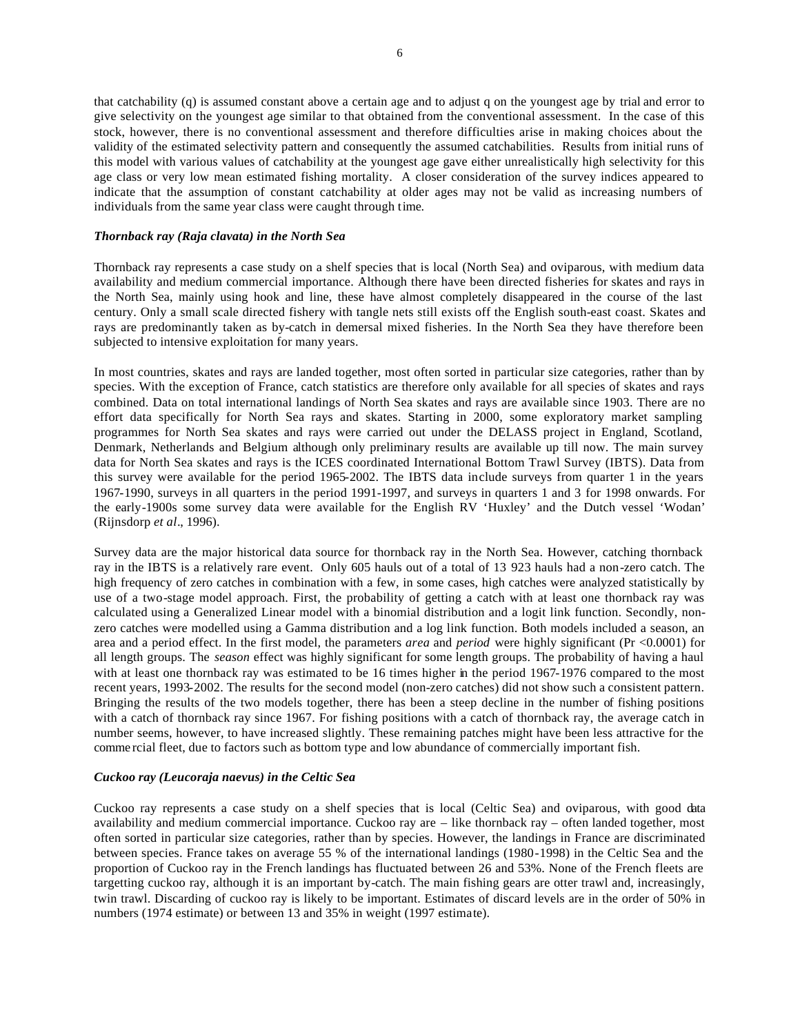that catchability (q) is assumed constant above a certain age and to adjust q on the youngest age by trial and error to give selectivity on the youngest age similar to that obtained from the conventional assessment. In the case of this stock, however, there is no conventional assessment and therefore difficulties arise in making choices about the validity of the estimated selectivity pattern and consequently the assumed catchabilities. Results from initial runs of this model with various values of catchability at the youngest age gave either unrealistically high selectivity for this age class or very low mean estimated fishing mortality. A closer consideration of the survey indices appeared to indicate that the assumption of constant catchability at older ages may not be valid as increasing numbers of individuals from the same year class were caught through time.

### *Thornback ray (Raja clavata) in the North Sea*

Thornback ray represents a case study on a shelf species that is local (North Sea) and oviparous, with medium data availability and medium commercial importance. Although there have been directed fisheries for skates and rays in the North Sea, mainly using hook and line, these have almost completely disappeared in the course of the last century. Only a small scale directed fishery with tangle nets still exists off the English south-east coast. Skates and rays are predominantly taken as by-catch in demersal mixed fisheries. In the North Sea they have therefore been subjected to intensive exploitation for many years.

In most countries, skates and rays are landed together, most often sorted in particular size categories, rather than by species. With the exception of France, catch statistics are therefore only available for all species of skates and rays combined. Data on total international landings of North Sea skates and rays are available since 1903. There are no effort data specifically for North Sea rays and skates. Starting in 2000, some exploratory market sampling programmes for North Sea skates and rays were carried out under the DELASS project in England, Scotland, Denmark, Netherlands and Belgium although only preliminary results are available up till now. The main survey data for North Sea skates and rays is the ICES coordinated International Bottom Trawl Survey (IBTS). Data from this survey were available for the period 1965-2002. The IBTS data include surveys from quarter 1 in the years 1967-1990, surveys in all quarters in the period 1991-1997, and surveys in quarters 1 and 3 for 1998 onwards. For the early-1900s some survey data were available for the English RV 'Huxley' and the Dutch vessel 'Wodan' (Rijnsdorp *et al*., 1996).

Survey data are the major historical data source for thornback ray in the North Sea. However, catching thornback ray in the IBTS is a relatively rare event. Only 605 hauls out of a total of 13 923 hauls had a non-zero catch. The high frequency of zero catches in combination with a few, in some cases, high catches were analyzed statistically by use of a two-stage model approach. First, the probability of getting a catch with at least one thornback ray was calculated using a Generalized Linear model with a binomial distribution and a logit link function. Secondly, non-zero catches were modelled using a Gamma distribution and a log link function. Both models included a season, an area and a period effect. In the first model, the parameters *area* and *period* were highly significant (Pr <0.0001) for all length groups. The *season* effect was highly significant for some length groups. The probability of having a haul with at least one thornback ray was estimated to be 16 times higher in the period 1967-1976 compared to the most recent years, 1993-2002. The results for the second model (non-zero catches) did not show such a consistent pattern. Bringing the results of the two models together, there has been a steep decline in the number of fishing positions with a catch of thornback ray since 1967. For fishing positions with a catch of thornback ray, the average catch in number seems, however, to have increased slightly. These remaining patches might have been less attractive for the commercial fleet, due to factors such as bottom type and low abundance of commercially important fish.

### *Cuckoo ray (Leucoraja naevus) in the Celtic Sea*

Cuckoo ray represents a case study on a shelf species that is local (Celtic Sea) and oviparous, with good data availability and medium commercial importance. Cuckoo ray are – like thornback ray – often landed together, most often sorted in particular size categories, rather than by species. However, the landings in France are discriminated between species. France takes on average 55 % of the international landings (1980-1998) in the Celtic Sea and the proportion of Cuckoo ray in the French landings has fluctuated between 26 and 53%. None of the French fleets are targetting cuckoo ray, although it is an important by-catch. The main fishing gears are otter trawl and, increasingly, twin trawl. Discarding of cuckoo ray is likely to be important. Estimates of discard levels are in the order of 50% in numbers (1974 estimate) or between 13 and 35% in weight (1997 estimate).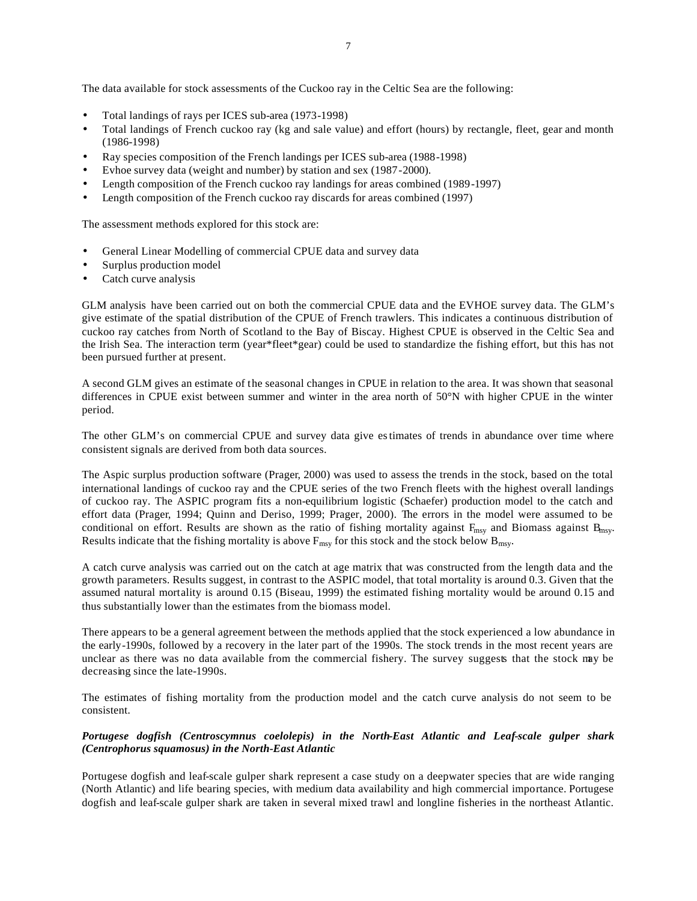The data available for stock assessments of the Cuckoo ray in the Celtic Sea are the following:

- Total landings of rays per ICES sub-area (1973-1998)
- Total landings of French cuckoo ray (kg and sale value) and effort (hours) by rectangle, fleet, gear and month (1986-1998)
- Ray species composition of the French landings per ICES sub-area (1988-1998)
- Evhoe survey data (weight and number) by station and sex (1987-2000).
- Length composition of the French cuckoo ray landings for areas combined (1989-1997)
- Length composition of the French cuckoo ray discards for areas combined (1997)

The assessment methods explored for this stock are:

- General Linear Modelling of commercial CPUE data and survey data
- Surplus production model
- Catch curve analysis

GLM analysis have been carried out on both the commercial CPUE data and the EVHOE survey data. The GLM's give estimate of the spatial distribution of the CPUE of French trawlers. This indicates a continuous distribution of cuckoo ray catches from North of Scotland to the Bay of Biscay. Highest CPUE is observed in the Celtic Sea and the Irish Sea. The interaction term (year*fleet*gear) could be used to standardize the fishing effort, but this has not been pursued further at present.

A second GLM gives an estimate of the seasonal changes in CPUE in relation to the area. It was shown that seasonal differences in CPUE exist between summer and winter in the area north of 50°N with higher CPUE in the winter period.

The other GLM's on commercial CPUE and survey data give estimates of trends in abundance over time where consistent signals are derived from both data sources.

The Aspic surplus production software (Prager, 2000) was used to assess the trends in the stock, based on the total international landings of cuckoo ray and the CPUE series of the two French fleets with the highest overall landings of cuckoo ray. The ASPIC program fits a non-equilibrium logistic (Schaefer) production model to the catch and effort data (Prager, 1994; Quinn and Deriso, 1999; Prager, 2000). The errors in the model were assumed to be conditional on effort. Results are shown as the ratio of fishing mortality against $F_{msy}$ and Biomass against $B_{msy}$. Results indicate that the fishing mortality is above $F_{msy}$ for this stock and the stock below $B_{msy}$.

A catch curve analysis was carried out on the catch at age matrix that was constructed from the length data and the growth parameters. Results suggest, in contrast to the ASPIC model, that total mortality is around 0.3. Given that the assumed natural mortality is around 0.15 (Biseau, 1999) the estimated fishing mortality would be around 0.15 and thus substantially lower than the estimates from the biomass model.

There appears to be a general agreement between the methods applied that the stock experienced a low abundance in the early-1990s, followed by a recovery in the later part of the 1990s. The stock trends in the most recent years are unclear as there was no data available from the commercial fishery. The survey suggests that the stock may be decreasing since the late-1990s.

The estimates of fishing mortality from the production model and the catch curve analysis do not seem to be consistent.

***Portugese dogfish (Centroscymnus coelolepis) in the North-East Atlantic and Leaf-scale gulper shark (Centrophorus squamosus) in the North-East Atlantic***

Portugese dogfish and leaf-scale gulper shark represent a case study on a deepwater species that are wide ranging (North Atlantic) and life bearing species, with medium data availability and high commercial importance. Portugese dogfish and leaf-scale gulper shark are taken in several mixed trawl and longline fisheries in the northeast Atlantic.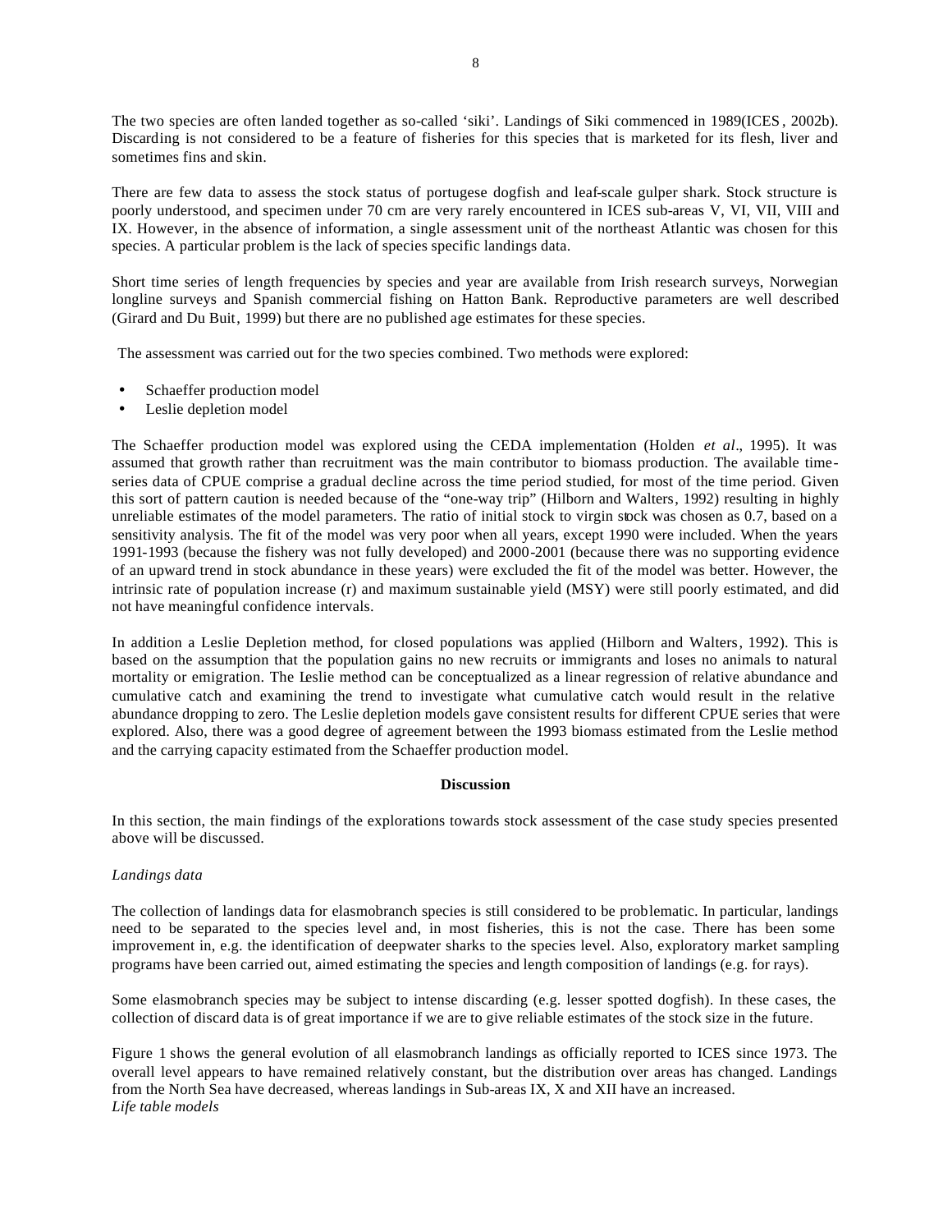The two species are often landed together as so-called 'siki'. Landings of Siki commenced in 1989(ICES, 2002b). Discarding is not considered to be a feature of fisheries for this species that is marketed for its flesh, liver and sometimes fins and skin.

There are few data to assess the stock status of portugese dogfish and leaf-scale gulper shark. Stock structure is poorly understood, and specimen under 70 cm are very rarely encountered in ICES sub-areas V, VI, VII, VIII and IX. However, in the absence of information, a single assessment unit of the northeast Atlantic was chosen for this species. A particular problem is the lack of species specific landings data.

Short time series of length frequencies by species and year are available from Irish research surveys, Norwegian longline surveys and Spanish commercial fishing on Hatton Bank. Reproductive parameters are well described (Girard and Du Buit, 1999) but there are no published age estimates for these species.

The assessment was carried out for the two species combined. Two methods were explored:

- Schaeffer production model
- Leslie depletion model

The Schaeffer production model was explored using the CEDA implementation (Holden *et al*., 1995). It was assumed that growth rather than recruitment was the main contributor to biomass production. The available time-series data of CPUE comprise a gradual decline across the time period studied, for most of the time period. Given this sort of pattern caution is needed because of the "one-way trip" (Hilborn and Walters, 1992) resulting in highly unreliable estimates of the model parameters. The ratio of initial stock to virgin stock was chosen as 0.7, based on a sensitivity analysis. The fit of the model was very poor when all years, except 1990 were included. When the years 1991-1993 (because the fishery was not fully developed) and 2000-2001 (because there was no supporting evidence of an upward trend in stock abundance in these years) were excluded the fit of the model was better. However, the intrinsic rate of population increase (r) and maximum sustainable yield (MSY) were still poorly estimated, and did not have meaningful confidence intervals.

In addition a Leslie Depletion method, for closed populations was applied (Hilborn and Walters, 1992). This is based on the assumption that the population gains no new recruits or immigrants and loses no animals to natural mortality or emigration. The Leslie method can be conceptualized as a linear regression of relative abundance and cumulative catch and examining the trend to investigate what cumulative catch would result in the relative abundance dropping to zero. The Leslie depletion models gave consistent results for different CPUE series that were explored. Also, there was a good degree of agreement between the 1993 biomass estimated from the Leslie method and the carrying capacity estimated from the Schaeffer production model.

**Discussion**

In this section, the main findings of the explorations towards stock assessment of the case study species presented above will be discussed.

*Landings data*

The collection of landings data for elasmobranch species is still considered to be problematic. In particular, landings need to be separated to the species level and, in most fisheries, this is not the case. There has been some improvement in, e.g. the identification of deepwater sharks to the species level. Also, exploratory market sampling programs have been carried out, aimed estimating the species and length composition of landings (e.g. for rays).

Some elasmobranch species may be subject to intense discarding (e.g. lesser spotted dogfish). In these cases, the collection of discard data is of great importance if we are to give reliable estimates of the stock size in the future.

Figure 1 shows the general evolution of all elasmobranch landings as officially reported to ICES since 1973. The overall level appears to have remained relatively constant, but the distribution over areas has changed. Landings from the North Sea have decreased, whereas landings in Sub-areas IX, X and XII have an increased.

*Life table models*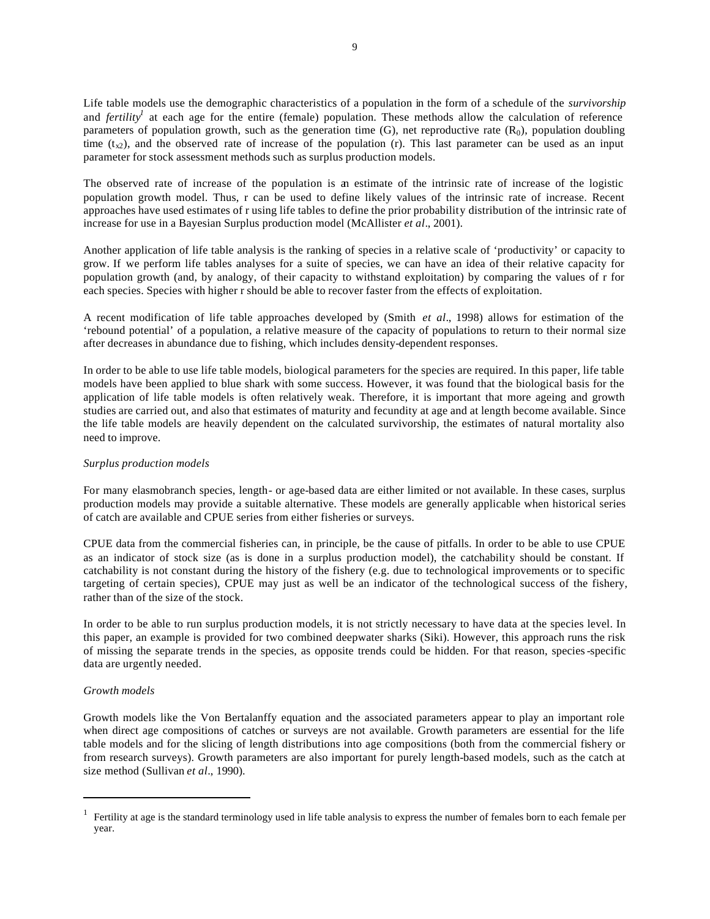Life table models use the demographic characteristics of a population in the form of a schedule of the *survivorship* and *fertility*[1] at each age for the entire (female) population. These methods allow the calculation of reference parameters of population growth, such as the generation time (G), net reproductive rate ($R_0$), population doubling time ($t_{x2}$), and the observed rate of increase of the population (r). This last parameter can be used as an input parameter for stock assessment methods such as surplus production models.

The observed rate of increase of the population is an estimate of the intrinsic rate of increase of the logistic population growth model. Thus, r can be used to define likely values of the intrinsic rate of increase. Recent approaches have used estimates of r using life tables to define the prior probability distribution of the intrinsic rate of increase for use in a Bayesian Surplus production model (McAllister *et al*., 2001).

Another application of life table analysis is the ranking of species in a relative scale of 'productivity' or capacity to grow. If we perform life tables analyses for a suite of species, we can have an idea of their relative capacity for population growth (and, by analogy, of their capacity to withstand exploitation) by comparing the values of r for each species. Species with higher r should be able to recover faster from the effects of exploitation.

A recent modification of life table approaches developed by (Smith *et al*., 1998) allows for estimation of the 'rebound potential' of a population, a relative measure of the capacity of populations to return to their normal size after decreases in abundance due to fishing, which includes density-dependent responses.

In order to be able to use life table models, biological parameters for the species are required. In this paper, life table models have been applied to blue shark with some success. However, it was found that the biological basis for the application of life table models is often relatively weak. Therefore, it is important that more ageing and growth studies are carried out, and also that estimates of maturity and fecundity at age and at length become available. Since the life table models are heavily dependent on the calculated survivorship, the estimates of natural mortality also need to improve.

*Surplus production models*

For many elasmobranch species, length- or age-based data are either limited or not available. In these cases, surplus production models may provide a suitable alternative. These models are generally applicable when historical series of catch are available and CPUE series from either fisheries or surveys.

CPUE data from the commercial fisheries can, in principle, be the cause of pitfalls. In order to be able to use CPUE as an indicator of stock size (as is done in a surplus production model), the catchability should be constant. If catchability is not constant during the history of the fishery (e.g. due to technological improvements or to specific targeting of certain species), CPUE may just as well be an indicator of the technological success of the fishery, rather than of the size of the stock.

In order to be able to run surplus production models, it is not strictly necessary to have data at the species level. In this paper, an example is provided for two combined deepwater sharks (Siki). However, this approach runs the risk of missing the separate trends in the species, as opposite trends could be hidden. For that reason, species-specific data are urgently needed.

*Growth models*

Growth models like the Von Bertalanffy equation and the associated parameters appear to play an important role when direct age compositions of catches or surveys are not available. Growth parameters are essential for the life table models and for the slicing of length distributions into age compositions (both from the commercial fishery or from research surveys). Growth parameters are also important for purely length-based models, such as the catch at size method (Sullivan *et al*., 1990).

---

[1] Fertility at age is the standard terminology used in life table analysis to express the number of females born to each female per year.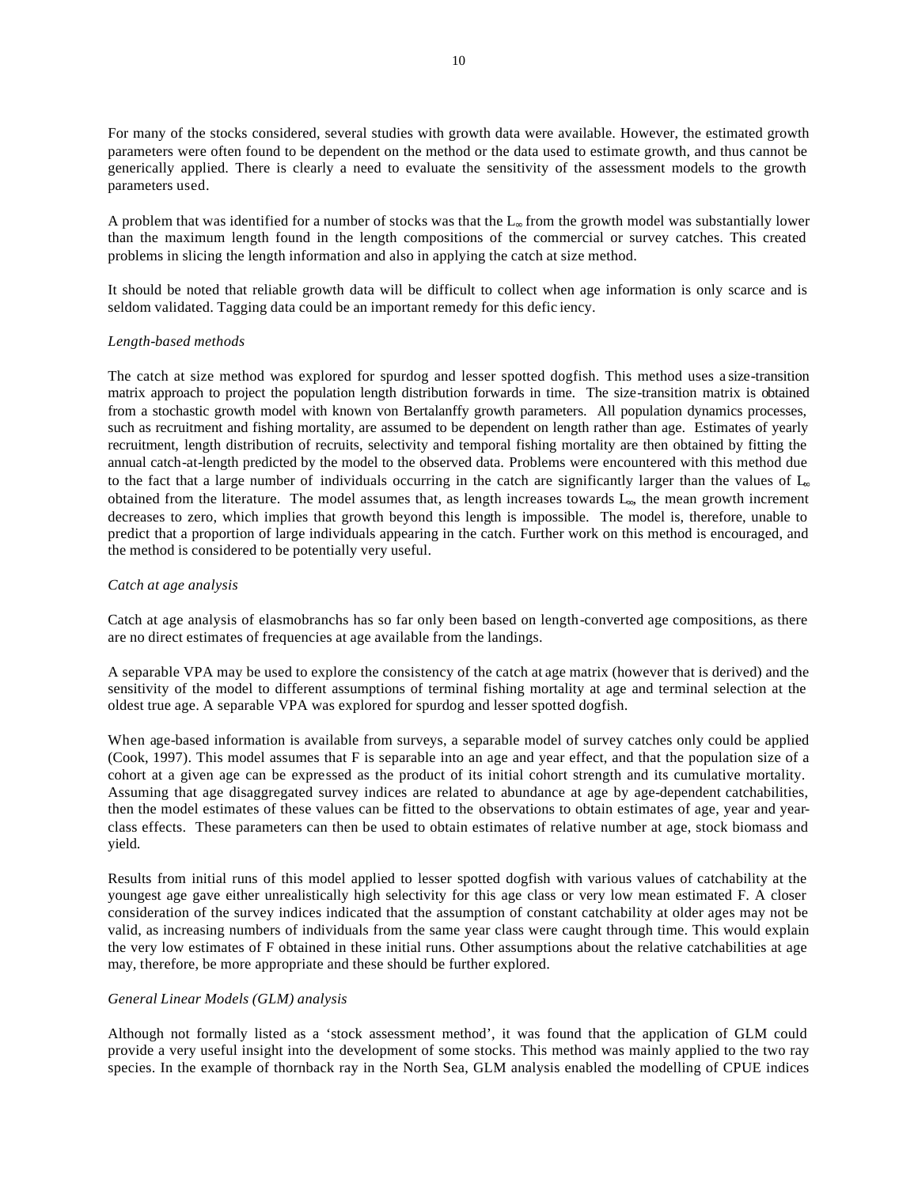For many of the stocks considered, several studies with growth data were available. However, the estimated growth parameters were often found to be dependent on the method or the data used to estimate growth, and thus cannot be generically applied. There is clearly a need to evaluate the sensitivity of the assessment models to the growth parameters used.

A problem that was identified for a number of stocks was that the $L_\infty$ from the growth model was substantially lower than the maximum length found in the length compositions of the commercial or survey catches. This created problems in slicing the length information and also in applying the catch at size method.

It should be noted that reliable growth data will be difficult to collect when age information is only scarce and is seldom validated. Tagging data could be an important remedy for this deficiency.

*Length-based methods*

The catch at size method was explored for spurdog and lesser spotted dogfish. This method uses a size-transition matrix approach to project the population length distribution forwards in time. The size-transition matrix is obtained from a stochastic growth model with known von Bertalanffy growth parameters. All population dynamics processes, such as recruitment and fishing mortality, are assumed to be dependent on length rather than age. Estimates of yearly recruitment, length distribution of recruits, selectivity and temporal fishing mortality are then obtained by fitting the annual catch-at-length predicted by the model to the observed data. Problems were encountered with this method due to the fact that a large number of individuals occurring in the catch are significantly larger than the values of $L_\infty$ obtained from the literature. The model assumes that, as length increases towards $L_\infty$, the mean growth increment decreases to zero, which implies that growth beyond this length is impossible. The model is, therefore, unable to predict that a proportion of large individuals appearing in the catch. Further work on this method is encouraged, and the method is considered to be potentially very useful.

*Catch at age analysis*

Catch at age analysis of elasmobranchs has so far only been based on length-converted age compositions, as there are no direct estimates of frequencies at age available from the landings.

A separable VPA may be used to explore the consistency of the catch at age matrix (however that is derived) and the sensitivity of the model to different assumptions of terminal fishing mortality at age and terminal selection at the oldest true age. A separable VPA was explored for spurdog and lesser spotted dogfish.

When age-based information is available from surveys, a separable model of survey catches only could be applied (Cook, 1997). This model assumes that F is separable into an age and year effect, and that the population size of a cohort at a given age can be expressed as the product of its initial cohort strength and its cumulative mortality. Assuming that age disaggregated survey indices are related to abundance at age by age-dependent catchabilities, then the model estimates of these values can be fitted to the observations to obtain estimates of age, year and year-class effects. These parameters can then be used to obtain estimates of relative number at age, stock biomass and yield.

Results from initial runs of this model applied to lesser spotted dogfish with various values of catchability at the youngest age gave either unrealistically high selectivity for this age class or very low mean estimated F. A closer consideration of the survey indices indicated that the assumption of constant catchability at older ages may not be valid, as increasing numbers of individuals from the same year class were caught through time. This would explain the very low estimates of F obtained in these initial runs. Other assumptions about the relative catchabilities at age may, therefore, be more appropriate and these should be further explored.

*General Linear Models (GLM) analysis*

Although not formally listed as a 'stock assessment method', it was found that the application of GLM could provide a very useful insight into the development of some stocks. This method was mainly applied to the two ray species. In the example of thornback ray in the North Sea, GLM analysis enabled the modelling of CPUE indices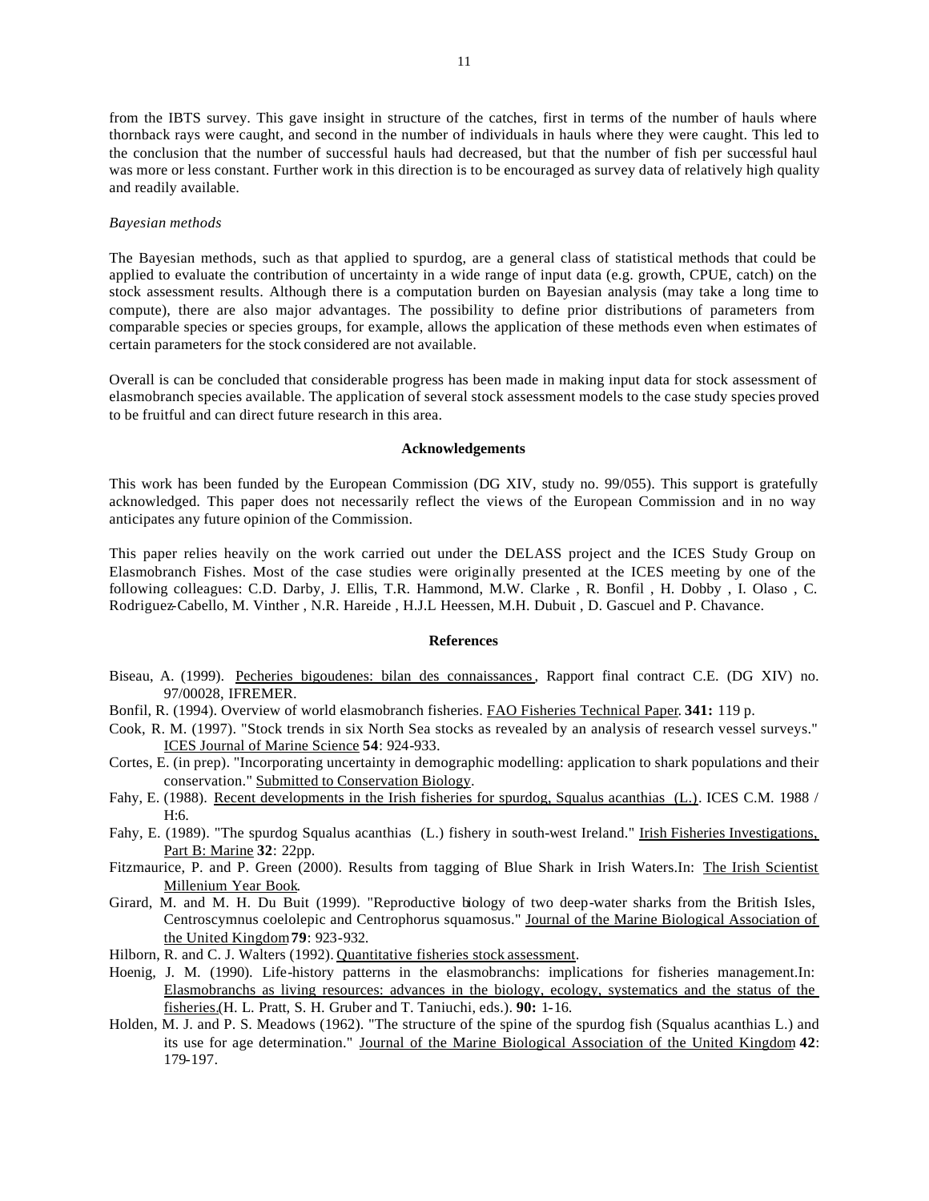from the IBTS survey. This gave insight in structure of the catches, first in terms of the number of hauls where thornback rays were caught, and second in the number of individuals in hauls where they were caught. This led to the conclusion that the number of successful hauls had decreased, but that the number of fish per successful haul was more or less constant. Further work in this direction is to be encouraged as survey data of relatively high quality and readily available.

*Bayesian methods*

The Bayesian methods, such as that applied to spurdog, are a general class of statistical methods that could be applied to evaluate the contribution of uncertainty in a wide range of input data (e.g. growth, CPUE, catch) on the stock assessment results. Although there is a computation burden on Bayesian analysis (may take a long time to compute), there are also major advantages. The possibility to define prior distributions of parameters from comparable species or species groups, for example, allows the application of these methods even when estimates of certain parameters for the stock considered are not available.

Overall is can be concluded that considerable progress has been made in making input data for stock assessment of elasmobranch species available. The application of several stock assessment models to the case study species proved to be fruitful and can direct future research in this area.

## Acknowledgements

This work has been funded by the European Commission (DG XIV, study no. 99/055). This support is gratefully acknowledged. This paper does not necessarily reflect the views of the European Commission and in no way anticipates any future opinion of the Commission.

This paper relies heavily on the work carried out under the DELASS project and the ICES Study Group on Elasmobranch Fishes. Most of the case studies were originally presented at the ICES meeting by one of the following colleagues: C.D. Darby, J. Ellis, T.R. Hammond, M.W. Clarke , R. Bonfil , H. Dobby , I. Olaso , C. Rodriguez-Cabello, M. Vinther , N.R. Hareide , H.J.L Heessen, M.H. Dubuit , D. Gascuel and P. Chavance.

## References

Biseau, A. (1999). Pecheries bigoudenes: bilan des connaissances, Rapport final contract C.E. (DG XIV) no. 97/00028, IFREMER.

Bonfil, R. (1994). Overview of world elasmobranch fisheries. FAO Fisheries Technical Paper. **341:** 119 p.

Cook, R. M. (1997). "Stock trends in six North Sea stocks as revealed by an analysis of research vessel surveys." ICES Journal of Marine Science **54**: 924-933.

Cortes, E. (in prep). "Incorporating uncertainty in demographic modelling: application to shark populations and their conservation." Submitted to Conservation Biology.

Fahy, E. (1988). Recent developments in the Irish fisheries for spurdog, Squalus acanthias (L.). ICES C.M. 1988 / H:6.

Fahy, E. (1989). "The spurdog Squalus acanthias (L.) fishery in south-west Ireland." Irish Fisheries Investigations, Part B: Marine **32**: 22pp.

Fitzmaurice, P. and P. Green (2000). Results from tagging of Blue Shark in Irish Waters.In: The Irish Scientist Millenium Year Book.

Girard, M. and M. H. Du Buit (1999). "Reproductive biology of two deep-water sharks from the British Isles, Centroscymnus coelolepic and Centrophorus squamosus." Journal of the Marine Biological Association of the United Kingdom **79**: 923-932.

Hilborn, R. and C. J. Walters (1992). Quantitative fisheries stock assessment.

Hoenig, J. M. (1990). Life-history patterns in the elasmobranchs: implications for fisheries management.In: Elasmobranchs as living resources: advances in the biology, ecology, systematics and the status of the fisheries.(H. L. Pratt, S. H. Gruber and T. Taniuchi, eds.). **90:** 1-16.

Holden, M. J. and P. S. Meadows (1962). "The structure of the spine of the spurdog fish (Squalus acanthias L.) and its use for age determination." Journal of the Marine Biological Association of the United Kingdom **42**: 179-197.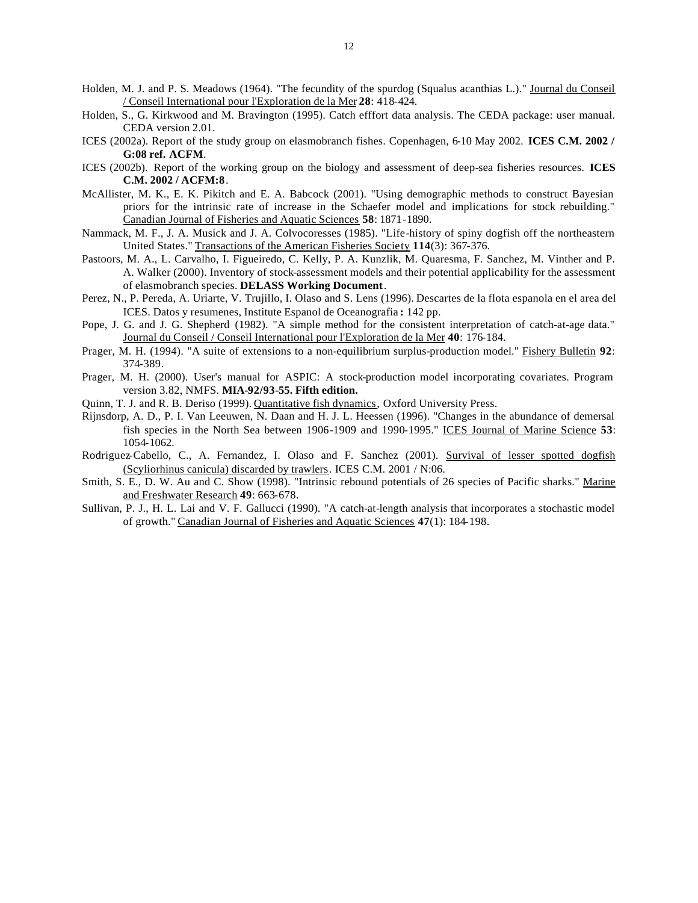Holden, M. J. and P. S. Meadows (1964). "The fecundity of the spurdog (Squalus acanthias L.)." Journal du Conseil / Conseil International pour l'Exploration de la Mer **28**: 418-424.

Holden, S., G. Kirkwood and M. Bravington (1995). Catch efffort data analysis. The CEDA package: user manual. CEDA version 2.01.

ICES (2002a). Report of the study group on elasmobranch fishes. Copenhagen, 6-10 May 2002. **ICES C.M. 2002 / G:08 ref. ACFM**.

ICES (2002b). Report of the working group on the biology and assessment of deep-sea fisheries resources. **ICES C.M. 2002 / ACFM:8**.

McAllister, M. K., E. K. Pikitch and E. A. Babcock (2001). "Using demographic methods to construct Bayesian priors for the intrinsic rate of increase in the Schaefer model and implications for stock rebuilding." Canadian Journal of Fisheries and Aquatic Sciences **58**: 1871-1890.

Nammack, M. F., J. A. Musick and J. A. Colvocoresses (1985). "Life-history of spiny dogfish off the northeastern United States." Transactions of the American Fisheries Society **114**(3): 367-376.

Pastoors, M. A., L. Carvalho, I. Figueiredo, C. Kelly, P. A. Kunzlik, M. Quaresma, F. Sanchez, M. Vinther and P. A. Walker (2000). Inventory of stock-assessment models and their potential applicability for the assessment of elasmobranch species. **DELASS Working Document**.

Perez, N., P. Pereda, A. Uriarte, V. Trujillo, I. Olaso and S. Lens (1996). Descartes de la flota espanola en el area del ICES. Datos y resumenes, Institute Espanol de Oceanografia **:** 142 pp.

Pope, J. G. and J. G. Shepherd (1982). "A simple method for the consistent interpretation of catch-at-age data." Journal du Conseil / Conseil International pour l'Exploration de la Mer **40**: 176-184.

Prager, M. H. (1994). "A suite of extensions to a non-equilibrium surplus-production model." Fishery Bulletin **92**: 374-389.

Prager, M. H. (2000). User's manual for ASPIC: A stock-production model incorporating covariates. Program version 3.82, NMFS. **MIA-92/93-55. Fifth edition.**

Quinn, T. J. and R. B. Deriso (1999). Quantitative fish dynamics, Oxford University Press.

Rijnsdorp, A. D., P. I. Van Leeuwen, N. Daan and H. J. L. Heessen (1996). "Changes in the abundance of demersal fish species in the North Sea between 1906-1909 and 1990-1995." ICES Journal of Marine Science **53**: 1054-1062.

Rodriguez-Cabello, C., A. Fernandez, I. Olaso and F. Sanchez (2001). Survival of lesser spotted dogfish (Scyliorhinus canicula) discarded by trawlers. ICES C.M. 2001 / N:06.

Smith, S. E., D. W. Au and C. Show (1998). "Intrinsic rebound potentials of 26 species of Pacific sharks." Marine and Freshwater Research **49**: 663-678.

Sullivan, P. J., H. L. Lai and V. F. Gallucci (1990). "A catch-at-length analysis that incorporates a stochastic model of growth." Canadian Journal of Fisheries and Aquatic Sciences **47**(1): 184-198.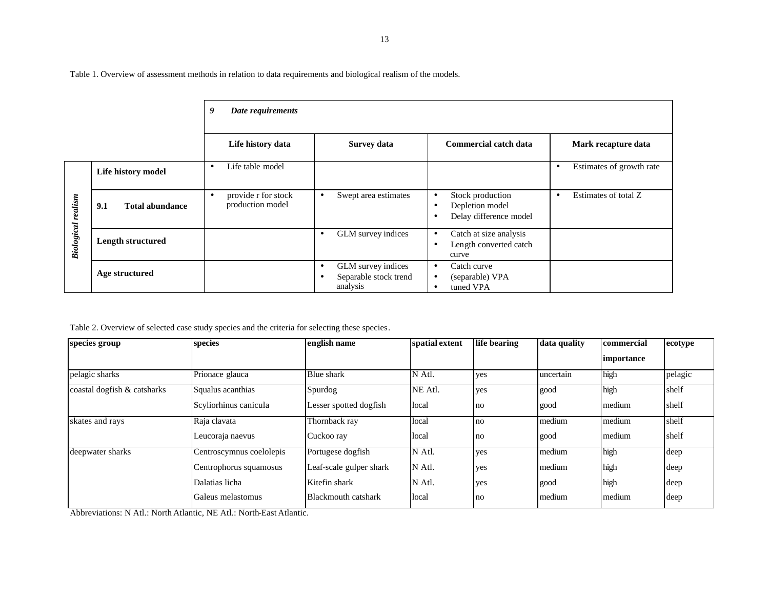Table 1. Overview of assessment methods in relation to data requirements and biological realism of the models.

| | | *9 Date requirements* | | | |
|---|---|---|---|---|---|
| | | **Life history data** | **Survey data** | **Commercial catch data** | **Mark recapture data** |
| ***Biological realism*** | **Life history model** | • Life table model | | | • Estimates of growth rate |
| | **9.1 Total abundance** | • provide r for stock production model | • Swept area estimates | • Stock production<br>• Depletion model<br>• Delay difference model | • Estimates of total Z |
| | **Length structured** | | • GLM survey indices | • Catch at size analysis<br>• Length converted catch curve | |
| | **Age structured** | | • GLM survey indices<br>• Separable stock trend analysis | • Catch curve<br>• (separable) VPA<br>• tuned VPA | |

Table 2. Overview of selected case study species and the criteria for selecting these species.

| species group | species | english name | spatial extent | life bearing | data quality | commercial importance | ecotype |
|---|---|---|---|---|---|---|---|
| pelagic sharks | Prionace glauca | Blue shark | N Atl. | yes | uncertain | high | pelagic |
| coastal dogfish & catsharks | Squalus acanthias | Spurdog | NE Atl. | yes | good | high | shelf |
| | Scyliorhinus canicula | Lesser spotted dogfish | local | no | good | medium | shelf |
| skates and rays | Raja clavata | Thornback ray | local | no | medium | medium | shelf |
| | Leucoraja naevus | Cuckoo ray | local | no | good | medium | shelf |
| deepwater sharks | Centroscymnus coelolepis | Portugese dogfish | N Atl. | yes | medium | high | deep |
| | Centrophorus squamosus | Leaf-scale gulper shark | N Atl. | yes | medium | high | deep |
| | Dalatias licha | Kitefin shark | N Atl. | yes | good | high | deep |
| | Galeus melastomus | Blackmouth catshark | local | no | medium | medium | deep |

Abbreviations: N Atl.: North Atlantic, NE Atl.: North-East Atlantic.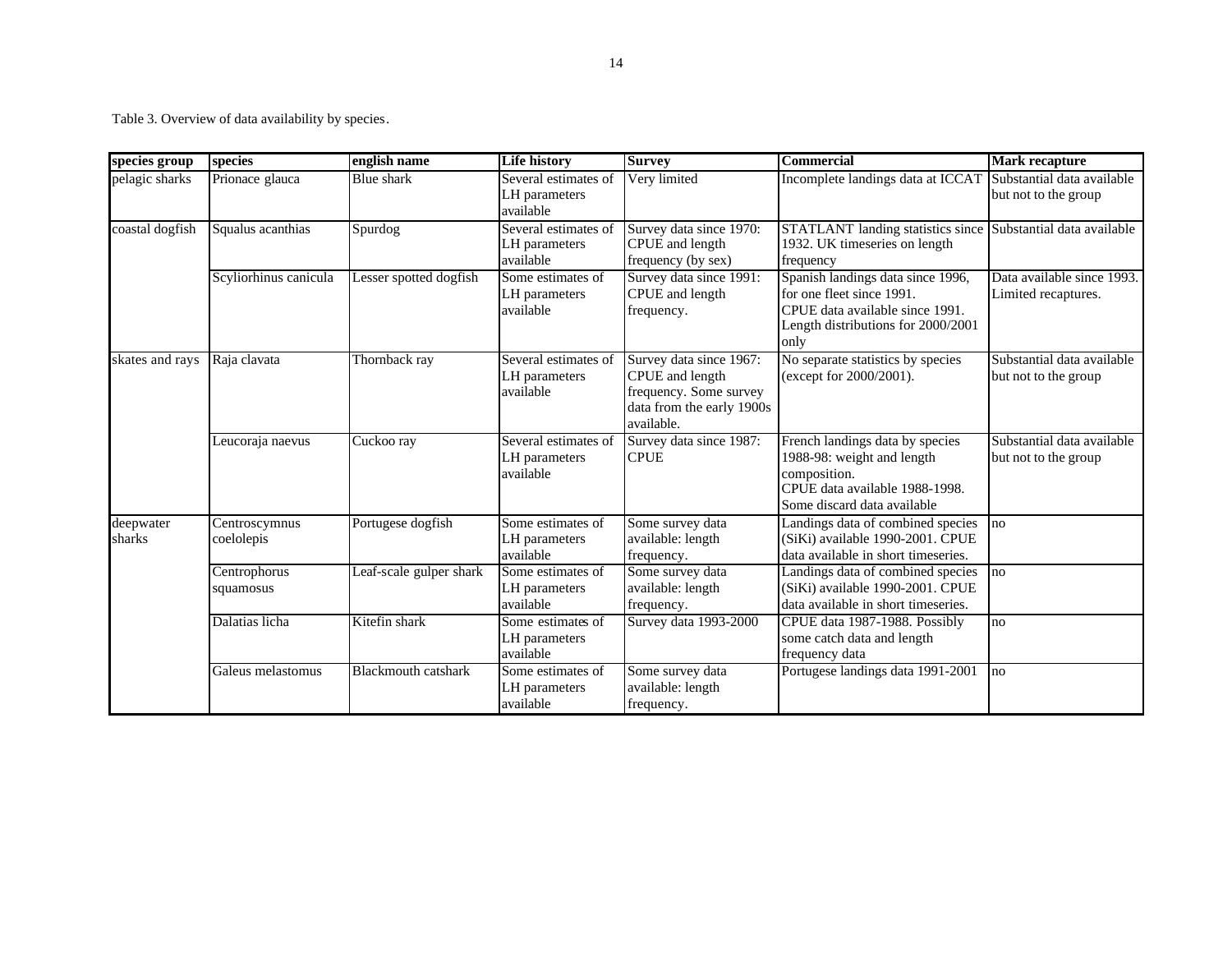Table 3. Overview of data availability by species.

| species group | species | english name | Life history | Survey | Commercial | Mark recapture |
|---|---|---|---|---|---|---|
| pelagic sharks | Prionace glauca | Blue shark | Several estimates of LH parameters available | Very limited | Incomplete landings data at ICCAT | Substantial data available but not to the group |
| coastal dogfish | Squalus acanthias | Spurdog | Several estimates of LH parameters available | Survey data since 1970: CPUE and length frequency (by sex) | STATLANT landing statistics since 1932. UK timeseries on length frequency | Substantial data available |
| | Scyliorhinus canicula | Lesser spotted dogfish | Some estimates of LH parameters available | Survey data since 1991: CPUE and length frequency. | Spanish landings data since 1996, for one fleet since 1991. CPUE data available since 1991. Length distributions for 2000/2001 only | Data available since 1993. Limited recaptures. |
| skates and rays | Raja clavata | Thornback ray | Several estimates of LH parameters available | Survey data since 1967: CPUE and length frequency. Some survey data from the early 1900s available. | No separate statistics by species (except for 2000/2001). | Substantial data available but not to the group |
| | Leucoraja naevus | Cuckoo ray | Several estimates of LH parameters available | Survey data since 1987: CPUE | French landings data by species 1988-98: weight and length composition. CPUE data available 1988-1998. Some discard data available | Substantial data available but not to the group |
| deepwater sharks | Centroscymnus coelolepis | Portugese dogfish | Some estimates of LH parameters available | Some survey data available: length frequency. | Landings data of combined species (SiKi) available 1990-2001. CPUE data available in short timeseries. | no |
| | Centrophorus squamosus | Leaf-scale gulper shark | Some estimates of LH parameters available | Some survey data available: length frequency. | Landings data of combined species (SiKi) available 1990-2001. CPUE data available in short timeseries. | no |
| | Dalatias licha | Kitefin shark | Some estimates of LH parameters available | Survey data 1993-2000 | CPUE data 1987-1988. Possibly some catch data and length frequency data | no |
| | Galeus melastomus | Blackmouth catshark | Some estimates of LH parameters available | Some survey data available: length frequency. | Portugese landings data 1991-2001 | no |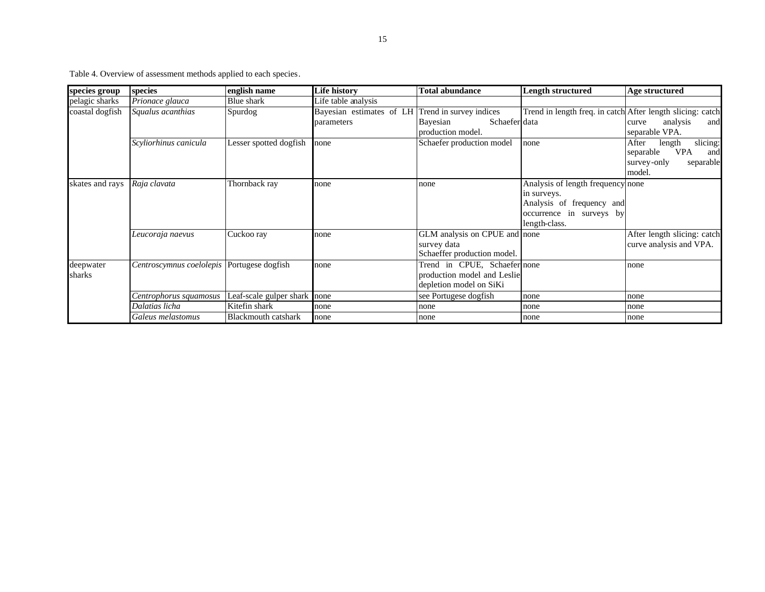Table 4. Overview of assessment methods applied to each species.

| species group | species | english name | Life history | Total abundance | Length structured | Age structured |
|---|---|---|---|---|---|---|
| pelagic sharks | *Prionace glauca* | Blue shark | Life table analysis | | | |
| coastal dogfish | *Squalus acanthias* | Spurdog | Bayesian estimates of LH parameters | Trend in survey indices Bayesian Schaefer production model. | Trend in length freq. in catch data | After length slicing: catch curve analysis and separable VPA. |
| | *Scyliorhinus canicula* | Lesser spotted dogfish | none | Schaefer production model | none | After length slicing: separable VPA and survey-only separable model. |
| skates and rays | *Raja clavata* | Thornback ray | none | none | Analysis of length frequency in surveys. Analysis of frequency and occurrence in surveys by length-class. | none |
| | *Leucoraja naevus* | Cuckoo ray | none | GLM analysis on CPUE and survey data Schaeffer production model. | none | After length slicing: catch curve analysis and VPA. |
| deepwater sharks | *Centroscymnus coelolepis* | Portugese dogfish | none | Trend in CPUE, Schaefer production model and Leslie depletion model on SiKi | none | none |
| | *Centrophorus squamosus* | Leaf-scale gulper shark | none | see Portugese dogfish | none | none |
| | *Dalatias licha* | Kitefin shark | none | none | none | none |
| | *Galeus melastomus* | Blackmouth catshark | none | none | none | none |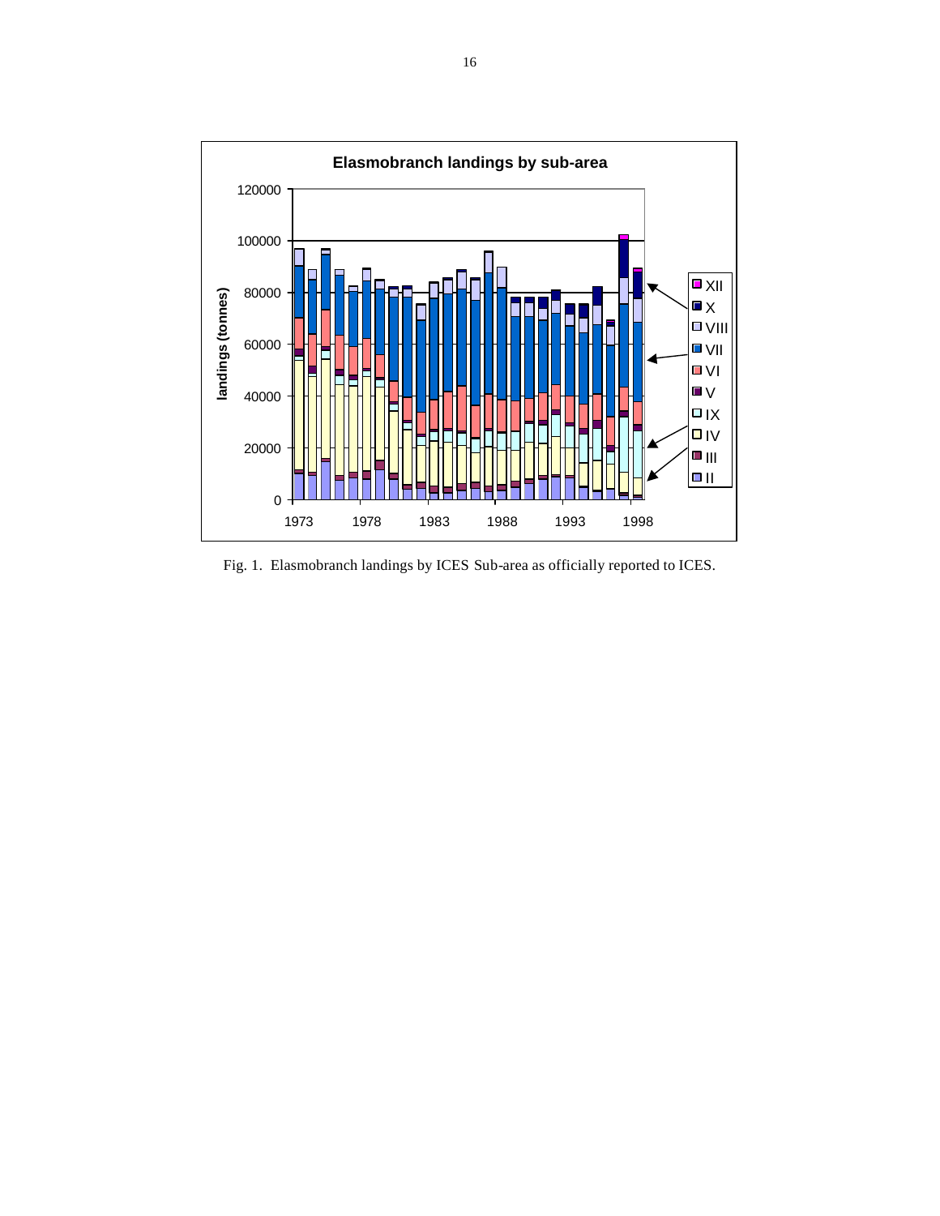Elasmobranch landings by sub-area

landings (tonnes)

120000
100000
80000
60000
40000
20000
0

1973
1978
1983
1988
1993
1998

XII
X
VIII
VII
VI
V
IX
IV
III
II

Fig. 1. Elasmobranch landings by ICES Sub-area as officially reported to ICES.